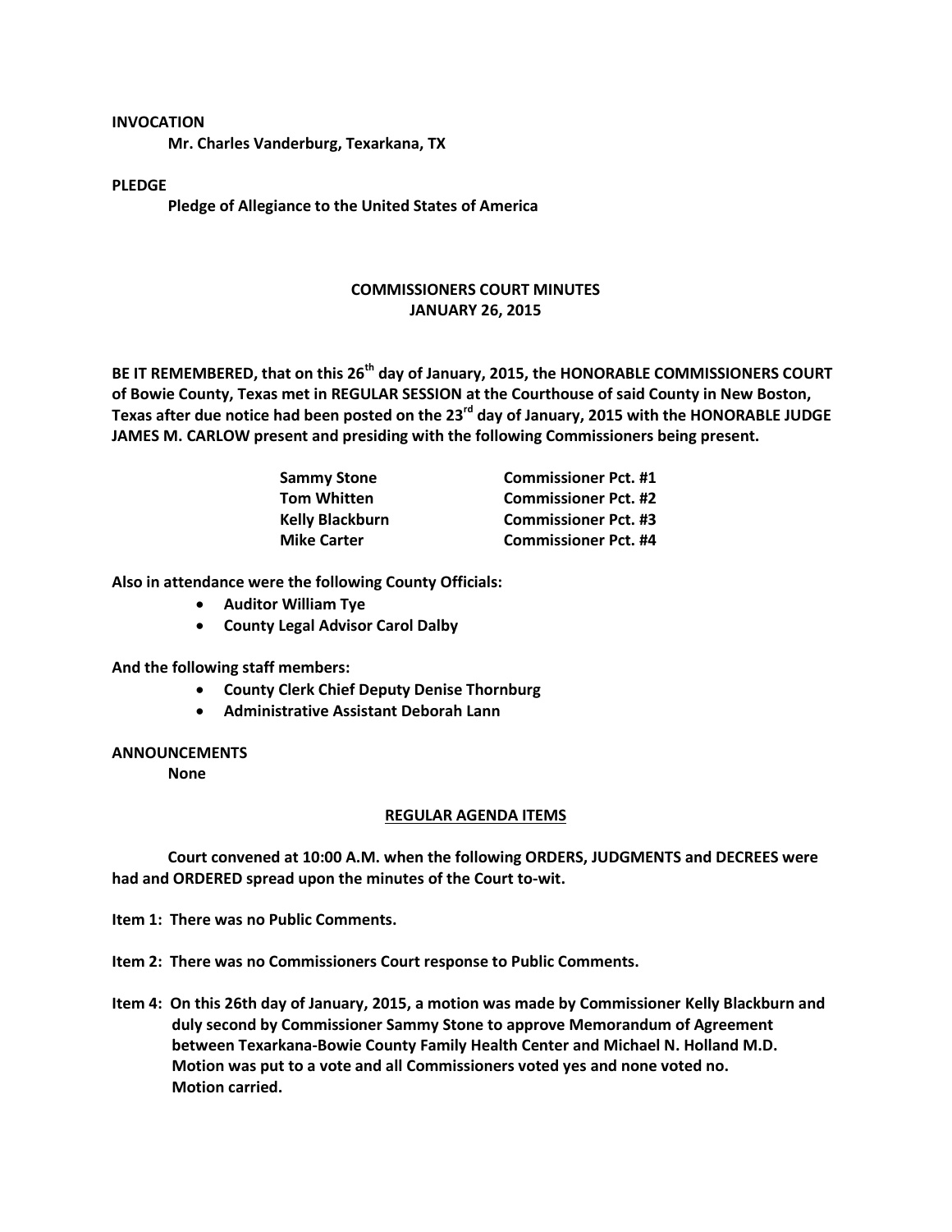**INVOCATION**

**Mr. Charles Vanderburg, Texarkana, TX**

**PLEDGE**

**Pledge of Allegiance to the United States of America**

# COMMISSIONERS COURT MINUTES
## JANUARY 26, 2015

**BE IT REMEMBERED, that on this 26th day of January, 2015, the HONORABLE COMMISSIONERS COURT of Bowie County, Texas met in REGULAR SESSION at the Courthouse of said County in New Boston, Texas after due notice had been posted on the 23rd day of January, 2015 with the HONORABLE JUDGE JAMES M. CARLOW present and presiding with the following Commissioners being present.**

| | |
|---|---|
| **Sammy Stone** | **Commissioner Pct. #1** |
| **Tom Whitten** | **Commissioner Pct. #2** |
| **Kelly Blackburn** | **Commissioner Pct. #3** |
| **Mike Carter** | **Commissioner Pct. #4** |

**Also in attendance were the following County Officials:**

- **Auditor William Tye**
- **County Legal Advisor Carol Dalby**

**And the following staff members:**

- **County Clerk Chief Deputy Denise Thornburg**
- **Administrative Assistant Deborah Lann**

**ANNOUNCEMENTS**

**None**

**REGULAR AGENDA ITEMS**

**Court convened at 10:00 A.M. when the following ORDERS, JUDGMENTS and DECREES were had and ORDERED spread upon the minutes of the Court to-wit.**

**Item 1: There was no Public Comments.**

**Item 2: There was no Commissioners Court response to Public Comments.**

**Item 4: On this 26th day of January, 2015, a motion was made by Commissioner Kelly Blackburn and duly second by Commissioner Sammy Stone to approve Memorandum of Agreement between Texarkana-Bowie County Family Health Center and Michael N. Holland M.D. Motion was put to a vote and all Commissioners voted yes and none voted no. Motion carried.**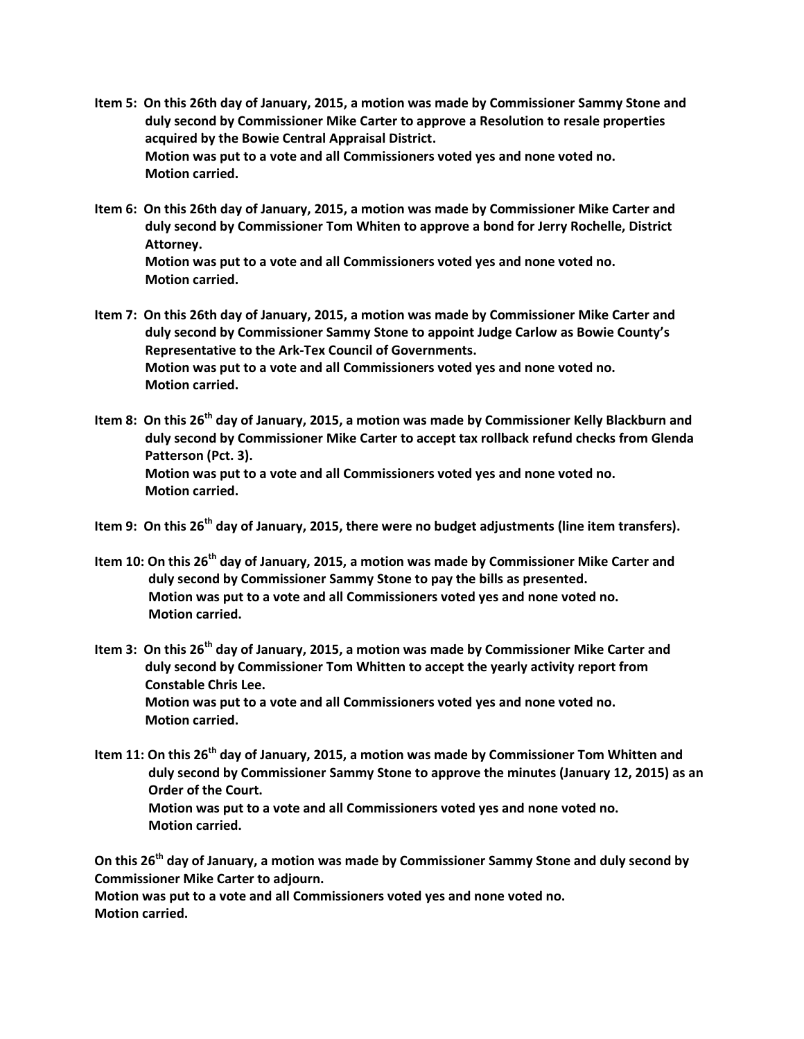**Item 5: On this 26th day of January, 2015, a motion was made by Commissioner Sammy Stone and duly second by Commissioner Mike Carter to approve a Resolution to resale properties acquired by the Bowie Central Appraisal District.**
**Motion was put to a vote and all Commissioners voted yes and none voted no.**
**Motion carried.**

**Item 6: On this 26th day of January, 2015, a motion was made by Commissioner Mike Carter and duly second by Commissioner Tom Whiten to approve a bond for Jerry Rochelle, District Attorney.**
**Motion was put to a vote and all Commissioners voted yes and none voted no.**
**Motion carried.**

**Item 7: On this 26th day of January, 2015, a motion was made by Commissioner Mike Carter and duly second by Commissioner Sammy Stone to appoint Judge Carlow as Bowie County's Representative to the Ark-Tex Council of Governments.**
**Motion was put to a vote and all Commissioners voted yes and none voted no.**
**Motion carried.**

**Item 8: On this 26th day of January, 2015, a motion was made by Commissioner Kelly Blackburn and duly second by Commissioner Mike Carter to accept tax rollback refund checks from Glenda Patterson (Pct. 3).**
**Motion was put to a vote and all Commissioners voted yes and none voted no.**
**Motion carried.**

**Item 9: On this 26th day of January, 2015, there were no budget adjustments (line item transfers).**

**Item 10: On this 26th day of January, 2015, a motion was made by Commissioner Mike Carter and duly second by Commissioner Sammy Stone to pay the bills as presented.**
**Motion was put to a vote and all Commissioners voted yes and none voted no.**
**Motion carried.**

**Item 3: On this 26th day of January, 2015, a motion was made by Commissioner Mike Carter and duly second by Commissioner Tom Whitten to accept the yearly activity report from Constable Chris Lee.**
**Motion was put to a vote and all Commissioners voted yes and none voted no.**
**Motion carried.**

**Item 11: On this 26th day of January, 2015, a motion was made by Commissioner Tom Whitten and duly second by Commissioner Sammy Stone to approve the minutes (January 12, 2015) as an Order of the Court.**
**Motion was put to a vote and all Commissioners voted yes and none voted no.**
**Motion carried.**

**On this 26th day of January, a motion was made by Commissioner Sammy Stone and duly second by Commissioner Mike Carter to adjourn.**
**Motion was put to a vote and all Commissioners voted yes and none voted no.**
**Motion carried.**